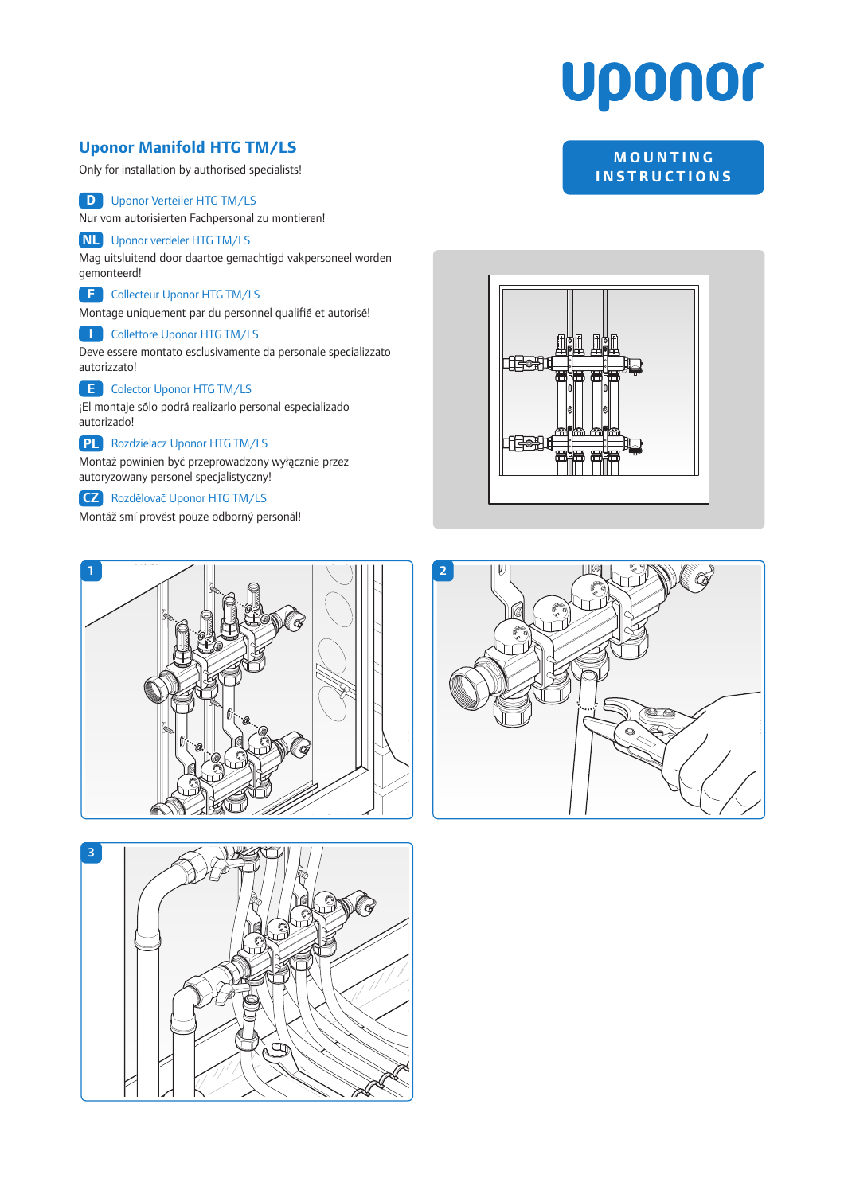uponor

MOUNTING INSTRUCTIONS

# Uponor Manifold HTG TM/LS

Only for installation by authorised specialists!

**D** Uponor Verteiler HTG TM/LS

Nur vom autorisierten Fachpersonal zu montieren!

**NL** Uponor verdeler HTG TM/LS

Mag uitsluitend door daartoe gemachtigd vakpersoneel worden gemonteerd!

**F** Collecteur Uponor HTG TM/LS

Montage uniquement par du personnel qualifié et autorisé!

**I** Collettore Uponor HTG TM/LS

Deve essere montato esclusivamente da personale specializzato autorizzato!

**E** Colector Uponor HTG TM/LS

¡El montaje sólo podrá realizarlo personal especializado autorizado!

**PL** Rozdzielacz Uponor HTG TM/LS

Montaż powinien być przeprowadzony wyłącznie przez autoryzowany personel specjalistyczny!

**CZ** Rozdělovač Uponor HTG TM/LS

Montáž smí provést pouze odborný personál!

1

2

3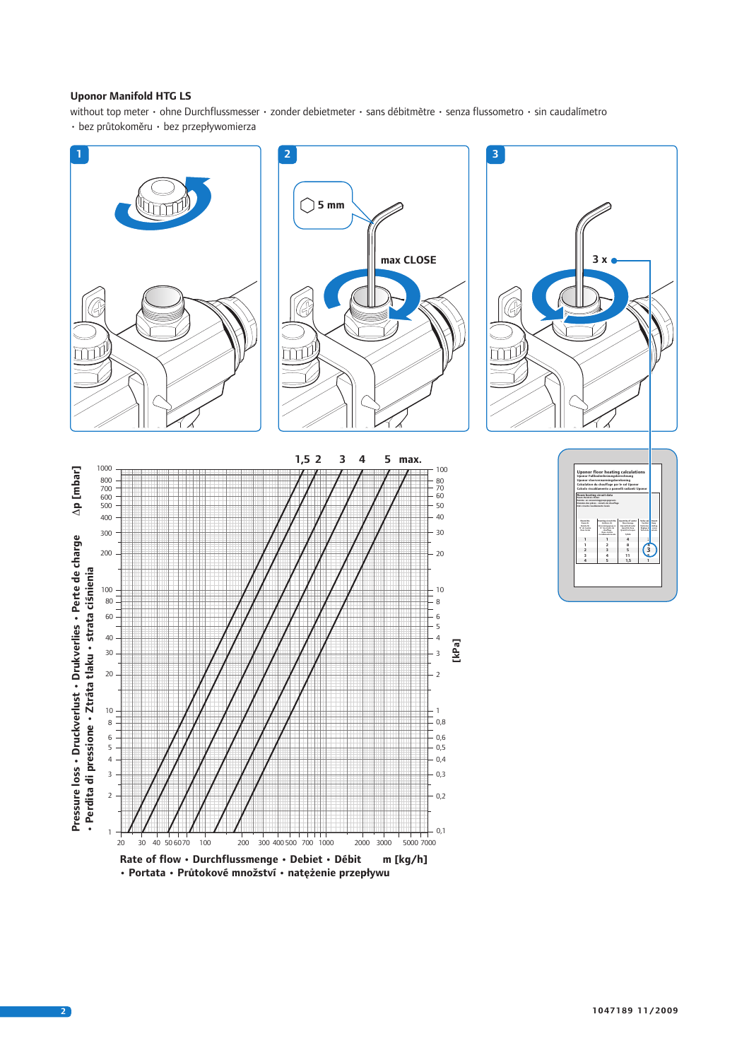## Uponor Manifold HTG LS

without top meter • ohne Durchflussmesser • zonder debietmeter • sans débitmètre • senza flussometro • sin caudalímetro • bez průtokoměru • bez przepływomierza

**1**

**2**

5 mm

max CLOSE

**3**

3 x

1,5 2 3 4 5 max.

Δp [mbar]

Pressure loss • Druckverlust • Drukverlies • Perte de charge • Perdita di pressione • Ztráta tlaku • strata ciśnienia

[kPa]

Rate of flow • Durchflussmenge • Debiet • Débit m [kg/h] • Portata • Průtokové množství • natężenie przepływu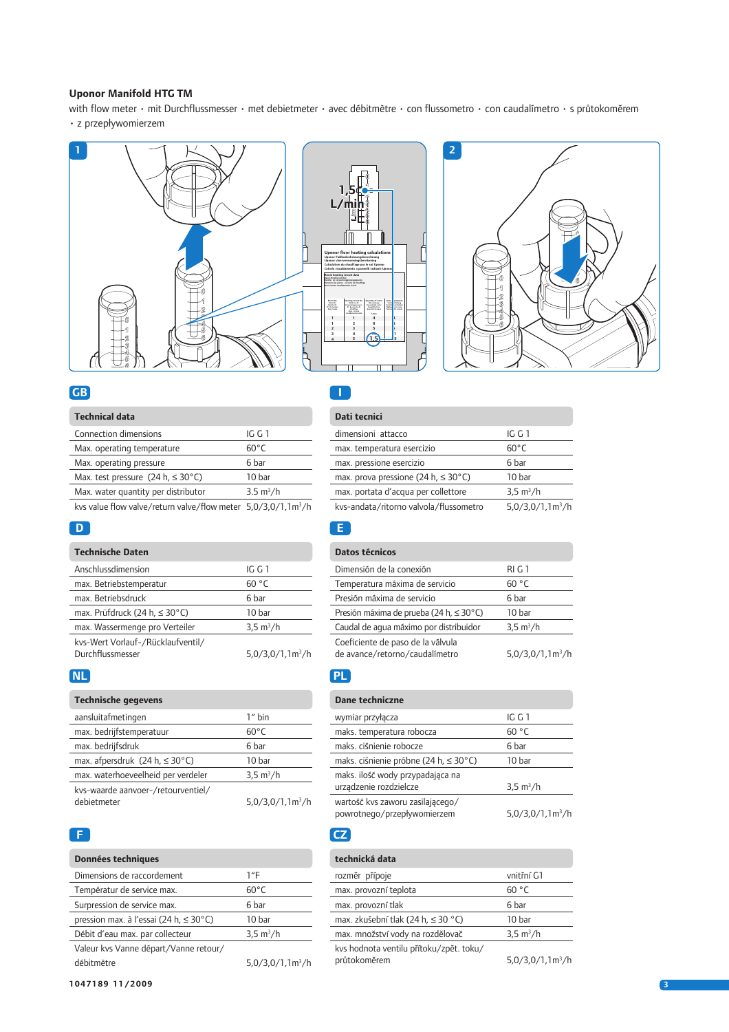## Uponor Manifold HTG TM

with flow meter • mit Durchflussmesser • met debietmeter • avec débitmêtre • con flussometro • con caudalímetro • s průtokoměrem • z przepływomierzem

1

1,5 L/min

2

**GB**

| Technical data | |
|---|---|
| Connection dimensions | IG G 1 |
| Max. operating temperature | 60°C |
| Max. operating pressure | 6 bar |
| Max. test pressure (24 h, ≤ 30°C) | 10 bar |
| Max. water quantity per distributor | 3.5 m³/h |
| kvs value flow valve/return valve/flow meter | 5,0/3,0/1,1m³/h |

**I**

| Dati tecnici | |
|---|---|
| dimensioni attacco | IG G 1 |
| max. temperatura esercizio | 60°C |
| max. pressione esercizio | 6 bar |
| max. prova pressione (24 h, ≤ 30°C) | 10 bar |
| max. portata d'acqua per collettore | 3,5 m³/h |
| kvs-andata/ritorno valvola/flussometro | 5,0/3,0/1,1m³/h |

**D**

| Technische Daten | |
|---|---|
| Anschlussdimension | IG G 1 |
| max. Betriebstemperatur | 60 °C |
| max. Betriebsdruck | 6 bar |
| max. Prüfdruck (24 h, ≤ 30°C) | 10 bar |
| max. Wassermenge pro Verteiler | 3,5 m³/h |
| kvs-Wert Vorlauf-/Rücklaufventil/ Durchflussmesser | 5,0/3,0/1,1m³/h |

**E**

| Datos técnicos | |
|---|---|
| Dimensión de la conexión | RI G 1 |
| Temperatura máxima de servicio | 60 °C |
| Presión máxima de servicio | 6 bar |
| Presión máxima de prueba (24 h, ≤ 30°C) | 10 bar |
| Caudal de agua máximo por distribuidor | 3,5 m³/h |
| Coeficiente de paso de la válvula de avance/retorno/caudalímetro | 5,0/3,0/1,1m³/h |

**NL**

| Technische gegevens | |
|---|---|
| aansluitafmetingen | 1" bin |
| max. bedrijfstemperatuur | 60°C |
| max. bedrijfsdruk | 6 bar |
| max. afpersdruk (24 h, ≤ 30°C) | 10 bar |
| max. waterhoeveelheid per verdeler | 3,5 m³/h |
| kvs-waarde aanvoer-/retourventiel/ debietmeter | 5,0/3,0/1,1m³/h |

**PL**

| Dane techniczne | |
|---|---|
| wymiar przyłącza | IG G 1 |
| maks. temperatura robocza | 60 °C |
| maks. ciśnienie robocze | 6 bar |
| maks. ciśnienie próbne (24 h, ≤ 30°C) | 10 bar |
| maks. ilość wody przypadająca na urządzenie rozdzielcze | 3,5 m³/h |
| wartość kvs zaworu zasilającego/ powrotnego/przepływomierzem | 5,0/3,0/1,1m³/h |

**F**

| Données techniques | |
|---|---|
| Dimensions de raccordement | 1"F |
| Température de service max. | 60°C |
| Surpression de service max. | 6 bar |
| pression max. à l'essai (24 h, ≤ 30°C) | 10 bar |
| Débit d'eau max. par collecteur | 3,5 m³/h |
| Valeur kvs Vanne départ/Vanne retour/ débitmètre | 5,0/3,0/1,1m³/h |

**CZ**

| technická data | |
|---|---|
| rozměr přípoje | vnitřní G1 |
| max. provozní teplota | 60 °C |
| max. provozní tlak | 6 bar |
| max. zkušební tlak (24 h, ≤ 30 °C) | 10 bar |
| max. množství vody na rozdělovač | 3,5 m³/h |
| kvs hodnota ventilu přítoku/zpět. toku/ průtokoměrem | 5,0/3,0/1,1m³/h |

1047189 11/2009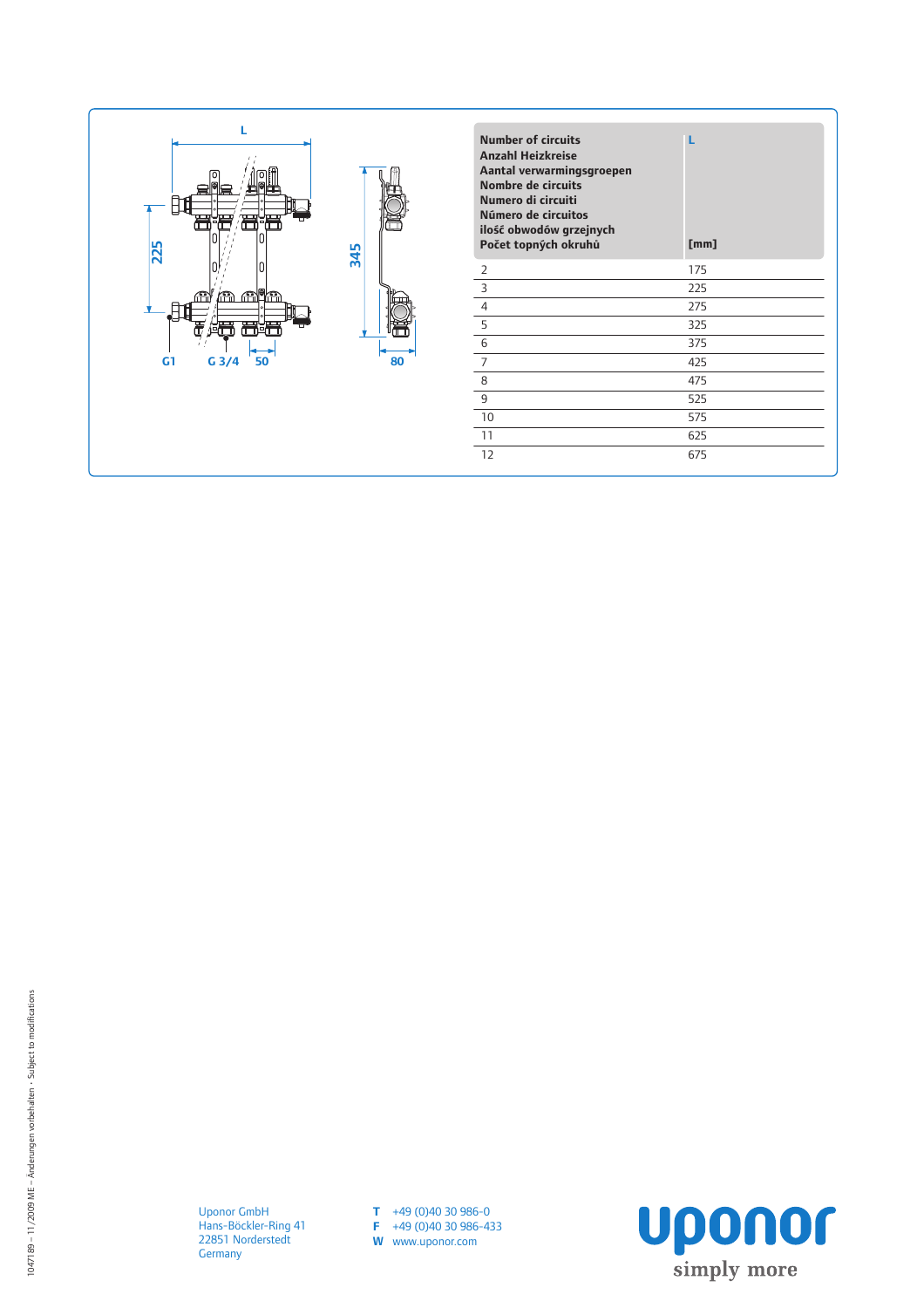L

225

345

G1 G 3/4 50

80

| Number of circuits<br>Anzahl Heizkreise<br>Aantal verwarmingsgroepen<br>Nombre de circuits<br>Numero di circuiti<br>Número de circuitos<br>ilość obwodów grzejnych<br>Počet topných okruhů | L<br>[mm] |
|---|---|
| 2 | 175 |
| 3 | 225 |
| 4 | 275 |
| 5 | 325 |
| 6 | 375 |
| 7 | 425 |
| 8 | 475 |
| 9 | 525 |
| 10 | 575 |
| 11 | 625 |
| 12 | 675 |

1047189 – 11/2009 ME – Änderungen vorbehalten · Subject to modifications

Uponor GmbH
Hans-Böckler-Ring 41
22851 Norderstedt
Germany

**T** +49 (0)40 30 986-0
**F** +49 (0)40 30 986-433
**W** www.uponor.com

uponor
simply more